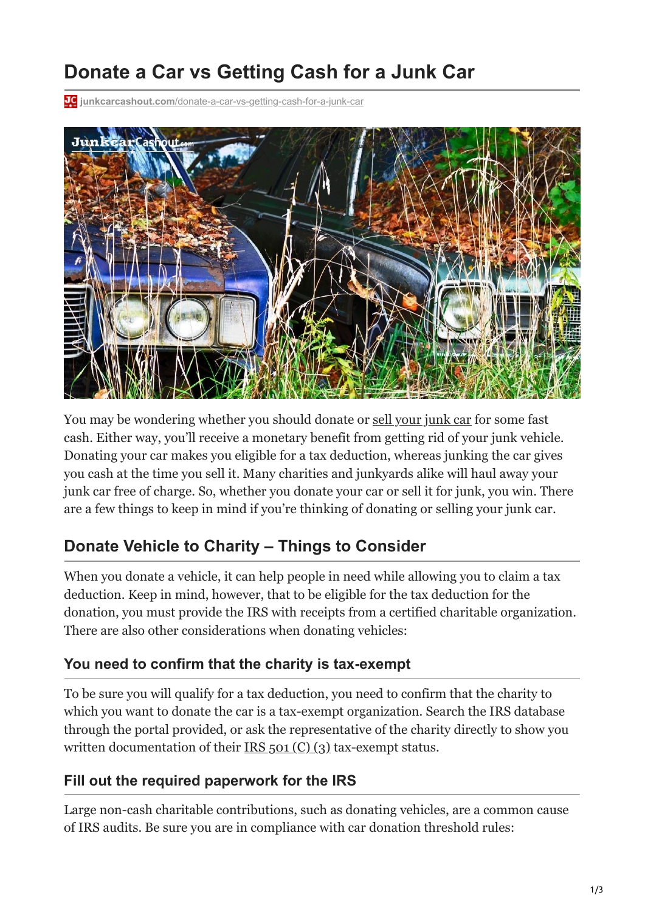# Donate a Car vs Getting Cash for a Junk Car

junkcarcashout.com/donate-a-car-vs-getting-cash-for-a-junk-car

You may be wondering whether you should donate or sell your junk car for some fast cash. Either way, you'll receive a monetary benefit from getting rid of your junk vehicle. Donating your car makes you eligible for a tax deduction, whereas junking the car gives you cash at the time you sell it. Many charities and junkyards alike will haul away your junk car free of charge. So, whether you donate your car or sell it for junk, you win. There are a few things to keep in mind if you're thinking of donating or selling your junk car.

## Donate Vehicle to Charity – Things to Consider

When you donate a vehicle, it can help people in need while allowing you to claim a tax deduction. Keep in mind, however, that to be eligible for the tax deduction for the donation, you must provide the IRS with receipts from a certified charitable organization. There are also other considerations when donating vehicles:

### You need to confirm that the charity is tax-exempt

To be sure you will qualify for a tax deduction, you need to confirm that the charity to which you want to donate the car is a tax-exempt organization. Search the IRS database through the portal provided, or ask the representative of the charity directly to show you written documentation of their IRS 501 (C) (3) tax-exempt status.

### Fill out the required paperwork for the IRS

Large non-cash charitable contributions, such as donating vehicles, are a common cause of IRS audits. Be sure you are in compliance with car donation threshold rules: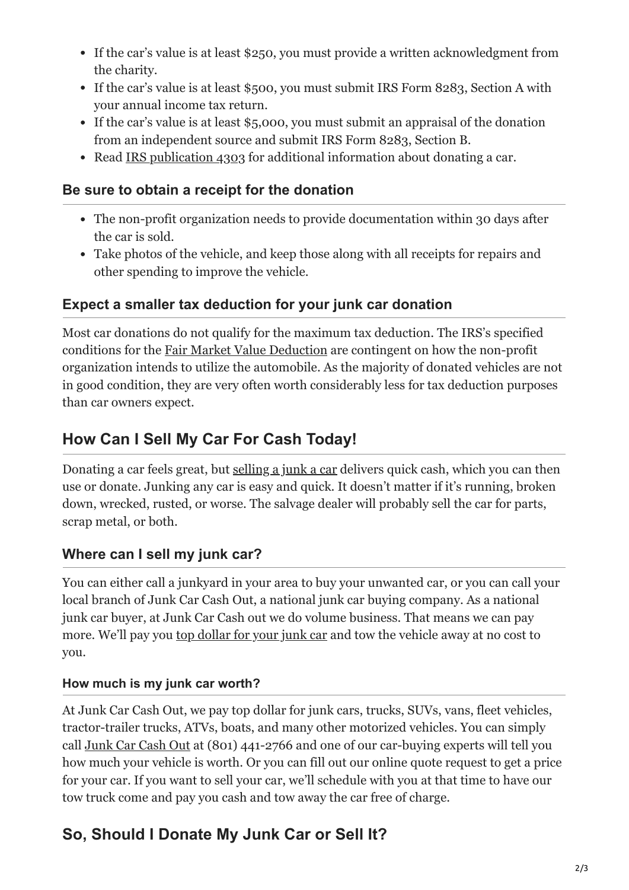- If the car's value is at least $250, you must provide a written acknowledgment from the charity.
- If the car's value is at least $500, you must submit IRS Form 8283, Section A with your annual income tax return.
- If the car's value is at least $5,000, you must submit an appraisal of the donation from an independent source and submit IRS Form 8283, Section B.
- Read IRS publication 4303 for additional information about donating a car.

### Be sure to obtain a receipt for the donation

- The non-profit organization needs to provide documentation within 30 days after the car is sold.
- Take photos of the vehicle, and keep those along with all receipts for repairs and other spending to improve the vehicle.

### Expect a smaller tax deduction for your junk car donation

Most car donations do not qualify for the maximum tax deduction. The IRS's specified conditions for the Fair Market Value Deduction are contingent on how the non-profit organization intends to utilize the automobile. As the majority of donated vehicles are not in good condition, they are very often worth considerably less for tax deduction purposes than car owners expect.

## How Can I Sell My Car For Cash Today!

Donating a car feels great, but selling a junk a car delivers quick cash, which you can then use or donate. Junking any car is easy and quick. It doesn't matter if it's running, broken down, wrecked, rusted, or worse. The salvage dealer will probably sell the car for parts, scrap metal, or both.

### Where can I sell my junk car?

You can either call a junkyard in your area to buy your unwanted car, or you can call your local branch of Junk Car Cash Out, a national junk car buying company. As a national junk car buyer, at Junk Car Cash out we do volume business. That means we can pay more. We'll pay you top dollar for your junk car and tow the vehicle away at no cost to you.

#### How much is my junk car worth?

At Junk Car Cash Out, we pay top dollar for junk cars, trucks, SUVs, vans, fleet vehicles, tractor-trailer trucks, ATVs, boats, and many other motorized vehicles. You can simply call Junk Car Cash Out at (801) 441-2766 and one of our car-buying experts will tell you how much your vehicle is worth. Or you can fill out our online quote request to get a price for your car. If you want to sell your car, we'll schedule with you at that time to have our tow truck come and pay you cash and tow away the car free of charge.

## So, Should I Donate My Junk Car or Sell It?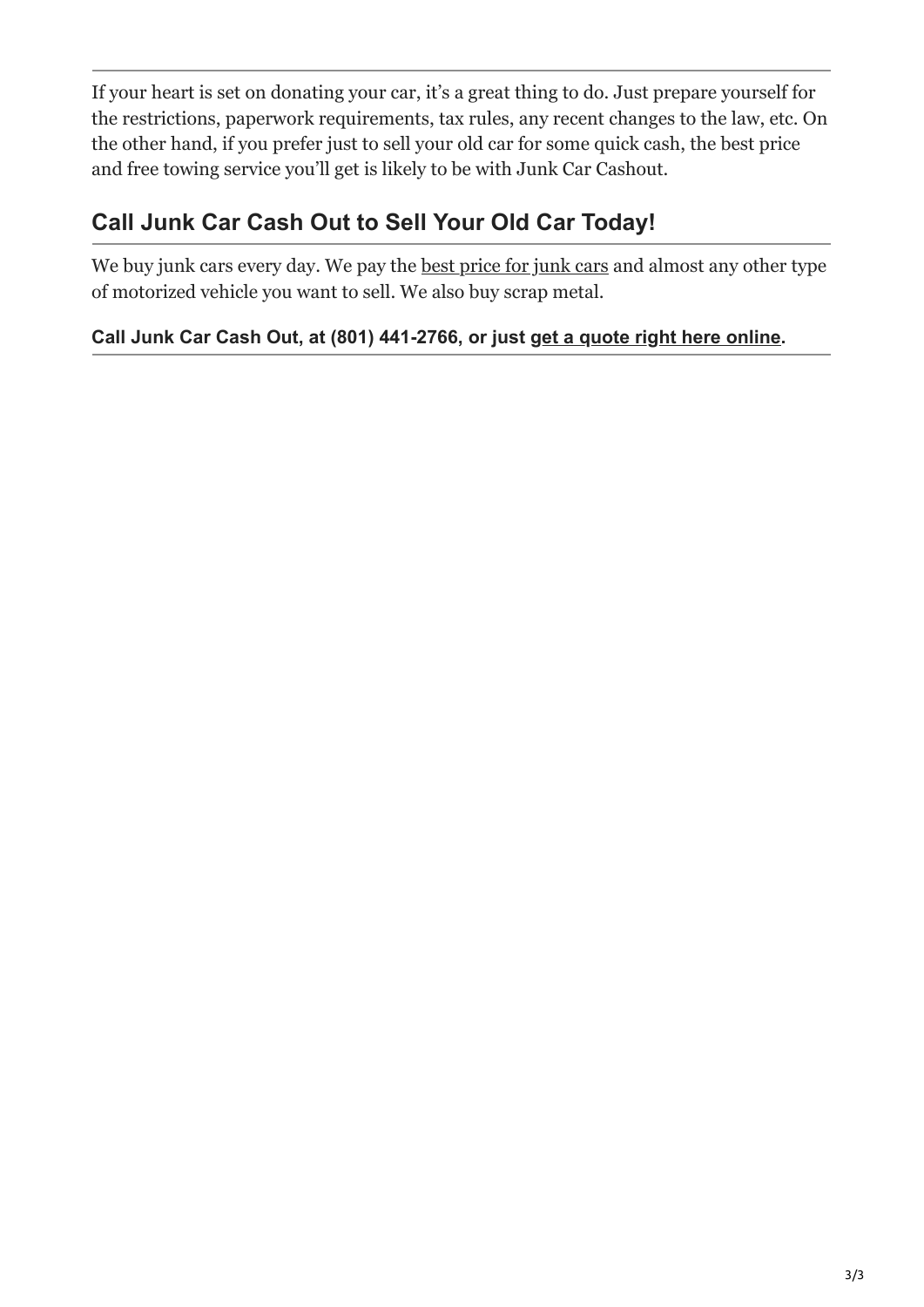If your heart is set on donating your car, it's a great thing to do. Just prepare yourself for the restrictions, paperwork requirements, tax rules, any recent changes to the law, etc. On the other hand, if you prefer just to sell your old car for some quick cash, the best price and free towing service you'll get is likely to be with Junk Car Cashout.

## Call Junk Car Cash Out to Sell Your Old Car Today!

We buy junk cars every day. We pay the best price for junk cars and almost any other type of motorized vehicle you want to sell. We also buy scrap metal.

**Call Junk Car Cash Out, at (801) 441-2766, or just get a quote right here online.**